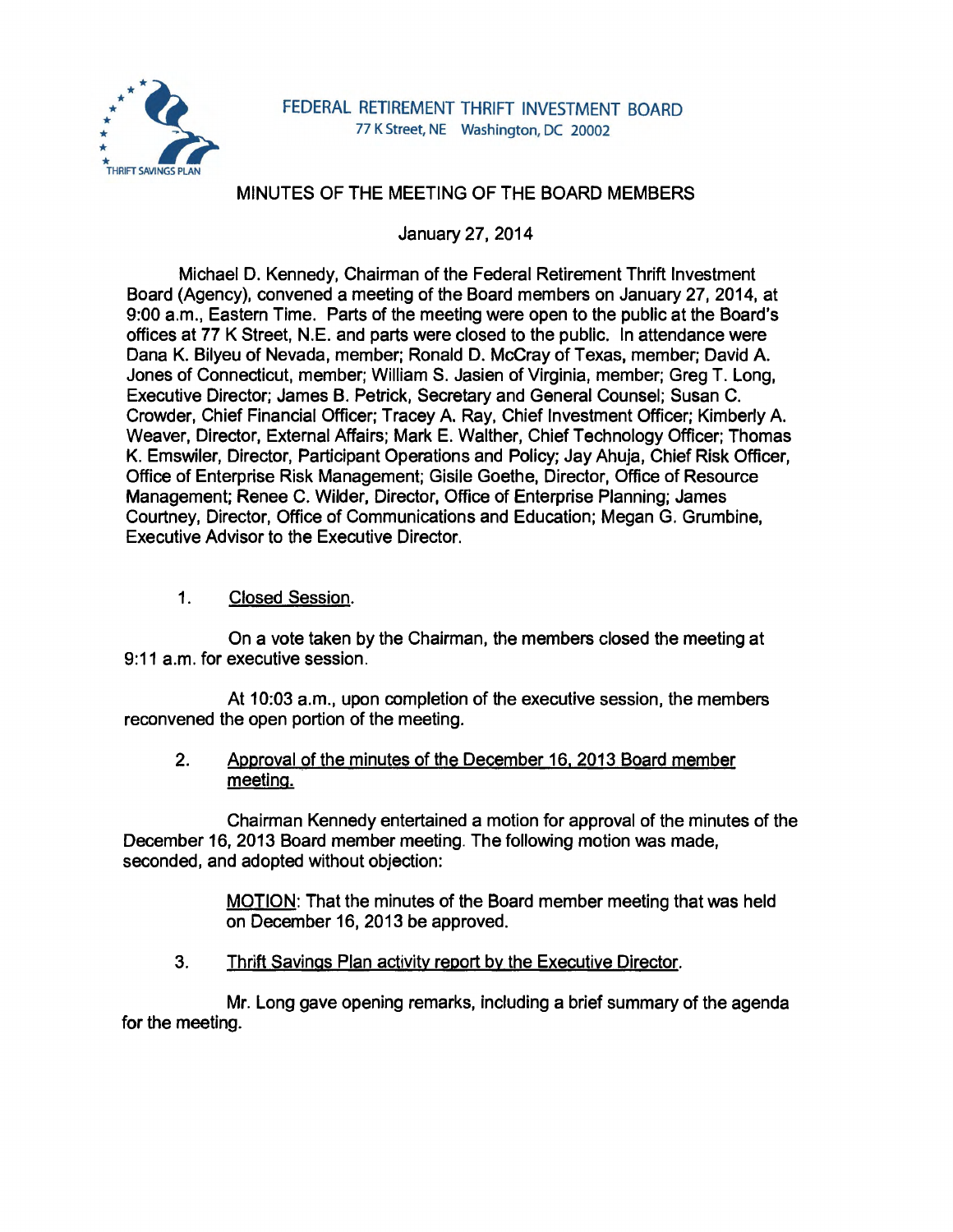FEDERAL RETIREMENT THRIFT INVESTMENT BOARD
77 K Street, NE Washington, DC 20002

THRIFT SAVINGS PLAN

# MINUTES OF THE MEETING OF THE BOARD MEMBERS

January 27, 2014

Michael D. Kennedy, Chairman of the Federal Retirement Thrift Investment Board (Agency), convened a meeting of the Board members on January 27, 2014, at 9:00 a.m., Eastern Time. Parts of the meeting were open to the public at the Board's offices at 77 K Street, N.E. and parts were closed to the public. In attendance were Dana K. Bilyeu of Nevada, member; Ronald D. McCray of Texas, member; David A. Jones of Connecticut, member; William S. Jasien of Virginia, member; Greg T. Long, Executive Director; James B. Petrick, Secretary and General Counsel; Susan C. Crowder, Chief Financial Officer; Tracey A. Ray, Chief Investment Officer; Kimberly A. Weaver, Director, External Affairs; Mark E. Walther, Chief Technology Officer; Thomas K. Emswiler, Director, Participant Operations and Policy; Jay Ahuja, Chief Risk Officer, Office of Enterprise Risk Management; Gisile Goethe, Director, Office of Resource Management; Renee C. Wilder, Director, Office of Enterprise Planning; James Courtney, Director, Office of Communications and Education; Megan G. Grumbine, Executive Advisor to the Executive Director.

1. Closed Session.

On a vote taken by the Chairman, the members closed the meeting at 9:11 a.m. for executive session.

At 10:03 a.m., upon completion of the executive session, the members reconvened the open portion of the meeting.

2. Approval of the minutes of the December 16, 2013 Board member meeting.

Chairman Kennedy entertained a motion for approval of the minutes of the December 16, 2013 Board member meeting. The following motion was made, seconded, and adopted without objection:

> MOTION: That the minutes of the Board member meeting that was held on December 16, 2013 be approved.

3. Thrift Savings Plan activity report by the Executive Director.

Mr. Long gave opening remarks, including a brief summary of the agenda for the meeting.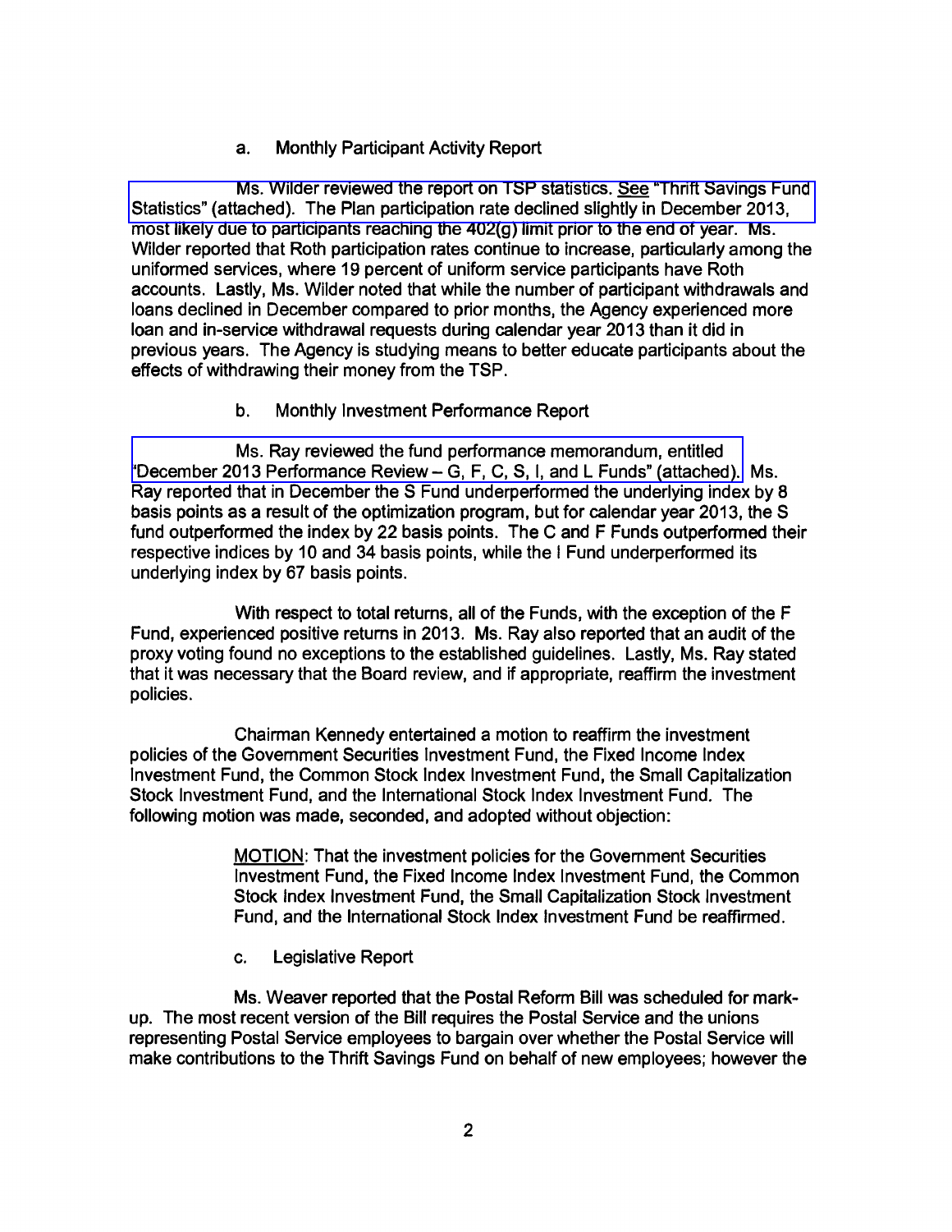a. Monthly Participant Activity Report

Ms. Wilder reviewed the report on TSP statistics. See "Thrift Savings Fund Statistics" (attached). The Plan participation rate declined slightly in December 2013, most likely due to participants reaching the 402(g) limit prior to the end of year. Ms. Wilder reported that Roth participation rates continue to increase, particularly among the uniformed services, where 19 percent of uniform service participants have Roth accounts. Lastly, Ms. Wilder noted that while the number of participant withdrawals and loans declined in December compared to prior months, the Agency experienced more loan and in-service withdrawal requests during calendar year 2013 than it did in previous years. The Agency is studying means to better educate participants about the effects of withdrawing their money from the TSP.

b. Monthly Investment Performance Report

Ms. Ray reviewed the fund performance memorandum, entitled "December 2013 Performance Review – G, F, C, S, I, and L Funds" (attached). Ms. Ray reported that in December the S Fund underperformed the underlying index by 8 basis points as a result of the optimization program, but for calendar year 2013, the S fund outperformed the index by 22 basis points. The C and F Funds outperformed their respective indices by 10 and 34 basis points, while the I Fund underperformed its underlying index by 67 basis points.

With respect to total returns, all of the Funds, with the exception of the F Fund, experienced positive returns in 2013. Ms. Ray also reported that an audit of the proxy voting found no exceptions to the established guidelines. Lastly, Ms. Ray stated that it was necessary that the Board review, and if appropriate, reaffirm the investment policies.

Chairman Kennedy entertained a motion to reaffirm the investment policies of the Government Securities Investment Fund, the Fixed Income Index Investment Fund, the Common Stock Index Investment Fund, the Small Capitalization Stock Investment Fund, and the International Stock Index Investment Fund. The following motion was made, seconded, and adopted without objection:

> MOTION: That the investment policies for the Government Securities Investment Fund, the Fixed Income Index Investment Fund, the Common Stock Index Investment Fund, the Small Capitalization Stock Investment Fund, and the International Stock Index Investment Fund be reaffirmed.

c. Legislative Report

Ms. Weaver reported that the Postal Reform Bill was scheduled for mark-up. The most recent version of the Bill requires the Postal Service and the unions representing Postal Service employees to bargain over whether the Postal Service will make contributions to the Thrift Savings Fund on behalf of new employees; however the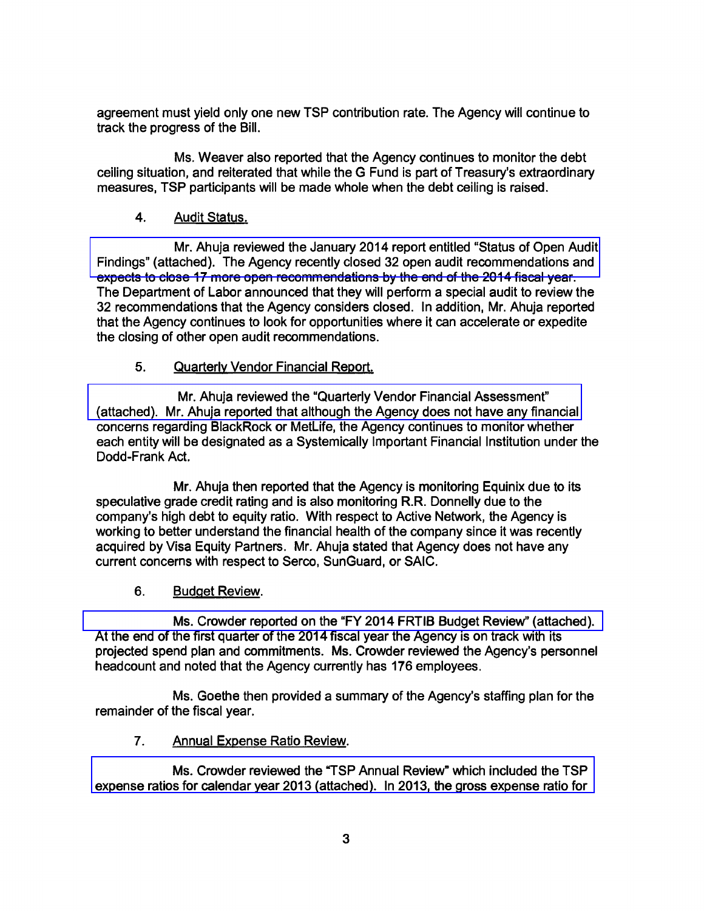agreement must yield only one new TSP contribution rate. The Agency will continue to track the progress of the Bill.

Ms. Weaver also reported that the Agency continues to monitor the debt ceiling situation, and reiterated that while the G Fund is part of Treasury's extraordinary measures, TSP participants will be made whole when the debt ceiling is raised.

4. Audit Status.

Mr. Ahuja reviewed the January 2014 report entitled "Status of Open Audit Findings" (attached). The Agency recently closed 32 open audit recommendations and expects to close 17 more open recommendations by the end of the 2014 fiscal year. The Department of Labor announced that they will perform a special audit to review the 32 recommendations that the Agency considers closed. In addition, Mr. Ahuja reported that the Agency continues to look for opportunities where it can accelerate or expedite the closing of other open audit recommendations.

5. Quarterly Vendor Financial Report.

Mr. Ahuja reviewed the "Quarterly Vendor Financial Assessment" (attached). Mr. Ahuja reported that although the Agency does not have any financial concerns regarding BlackRock or MetLife, the Agency continues to monitor whether each entity will be designated as a Systemically Important Financial Institution under the Dodd-Frank Act.

Mr. Ahuja then reported that the Agency is monitoring Equinix due to its speculative grade credit rating and is also monitoring R.R. Donnelly due to the company's high debt to equity ratio. With respect to Active Network, the Agency is working to better understand the financial health of the company since it was recently acquired by Visa Equity Partners. Mr. Ahuja stated that Agency does not have any current concerns with respect to Serco, SunGuard, or SAIC.

6. Budget Review.

Ms. Crowder reported on the "FY 2014 FRTIB Budget Review" (attached). At the end of the first quarter of the 2014 fiscal year the Agency is on track with its projected spend plan and commitments. Ms. Crowder reviewed the Agency's personnel headcount and noted that the Agency currently has 176 employees.

Ms. Goethe then provided a summary of the Agency's staffing plan for the remainder of the fiscal year.

7. Annual Expense Ratio Review.

Ms. Crowder reviewed the "TSP Annual Review" which included the TSP expense ratios for calendar year 2013 (attached). In 2013, the gross expense ratio for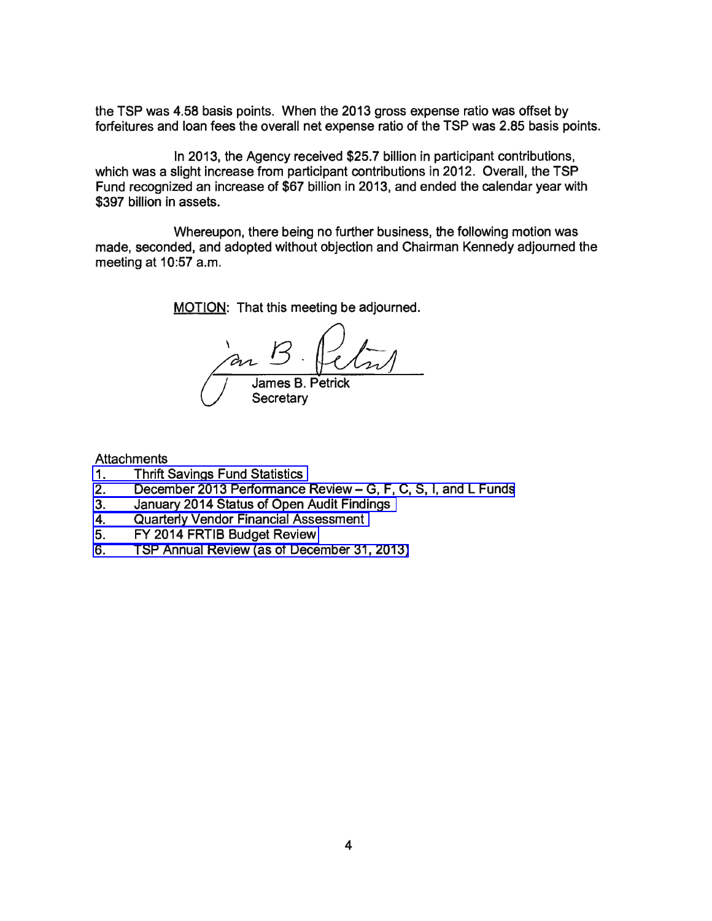the TSP was 4.58 basis points. When the 2013 gross expense ratio was offset by forfeitures and loan fees the overall net expense ratio of the TSP was 2.85 basis points.

In 2013, the Agency received $25.7 billion in participant contributions, which was a slight increase from participant contributions in 2012. Overall, the TSP Fund recognized an increase of $67 billion in 2013, and ended the calendar year with $397 billion in assets.

Whereupon, there being no further business, the following motion was made, seconded, and adopted without objection and Chairman Kennedy adjourned the meeting at 10:57 a.m.

MOTION: That this meeting be adjourned.

James B. Petrick
Secretary

Attachments

1. Thrift Savings Fund Statistics
2. December 2013 Performance Review – G, F, C, S, I, and L Funds
3. January 2014 Status of Open Audit Findings
4. Quarterly Vendor Financial Assessment
5. FY 2014 FRTIB Budget Review
6. TSP Annual Review (as of December 31, 2013)